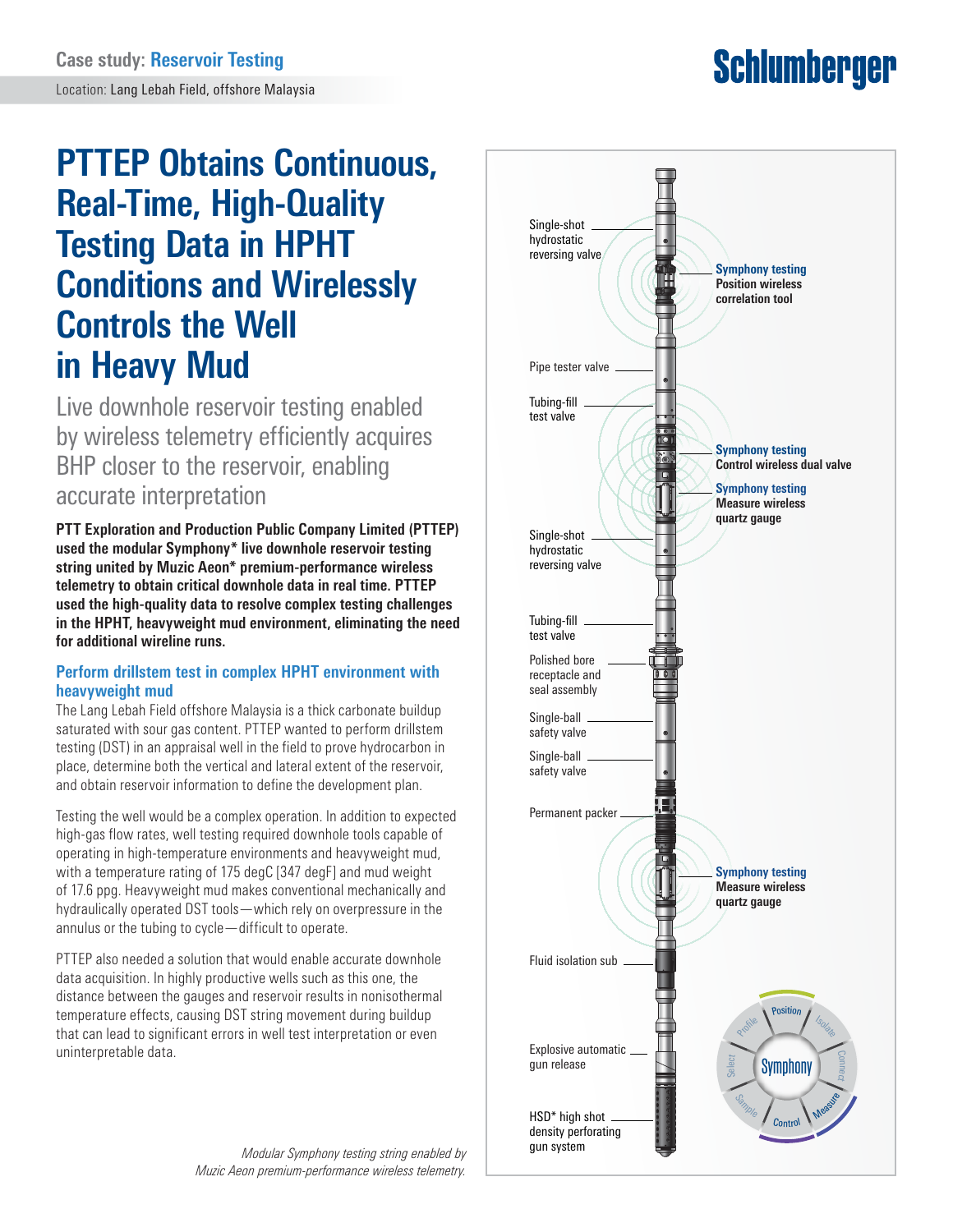Case study: Reservoir Testing

Location: Lang Lebah Field, offshore Malaysia

# PTTEP Obtains Continuous, Real-Time, High-Quality Testing Data in HPHT Conditions and Wirelessly Controls the Well in Heavy Mud

Live downhole reservoir testing enabled by wireless telemetry efficiently acquires BHP closer to the reservoir, enabling accurate interpretation

**PTT Exploration and Production Public Company Limited (PTTEP) used the modular Symphony* live downhole reservoir testing string united by Muzic Aeon* premium-performance wireless telemetry to obtain critical downhole data in real time. PTTEP used the high-quality data to resolve complex testing challenges in the HPHT, heavyweight mud environment, eliminating the need for additional wireline runs.**

## Perform drillstem test in complex HPHT environment with heavyweight mud

The Lang Lebah Field offshore Malaysia is a thick carbonate buildup saturated with sour gas content. PTTEP wanted to perform drillstem testing (DST) in an appraisal well in the field to prove hydrocarbon in place, determine both the vertical and lateral extent of the reservoir, and obtain reservoir information to define the development plan.

Testing the well would be a complex operation. In addition to expected high-gas flow rates, well testing required downhole tools capable of operating in high-temperature environments and heavyweight mud, with a temperature rating of 175 degC [347 degF] and mud weight of 17.6 ppg. Heavyweight mud makes conventional mechanically and hydraulically operated DST tools—which rely on overpressure in the annulus or the tubing to cycle—difficult to operate.

PTTEP also needed a solution that would enable accurate downhole data acquisition. In highly productive wells such as this one, the distance between the gauges and reservoir results in nonisothermal temperature effects, causing DST string movement during buildup that can lead to significant errors in well test interpretation or even uninterpretable data.

Single-shot hydrostatic reversing valve

Symphony testing Position wireless correlation tool

Pipe tester valve

Tubing-fill test valve

Symphony testing Control wireless dual valve

Symphony testing Measure wireless quartz gauge

Single-shot hydrostatic reversing valve

Tubing-fill test valve

Polished bore receptacle and seal assembly

Single-ball safety valve

Single-ball safety valve

Permanent packer

Symphony testing Measure wireless quartz gauge

Fluid isolation sub

Explosive automatic gun release

HSD* high shot density perforating gun system

Symphony: Position, Isolate, Connect, Measure, Control, Sample, Select, Profile

*Modular Symphony testing string enabled by Muzic Aeon premium-performance wireless telemetry.*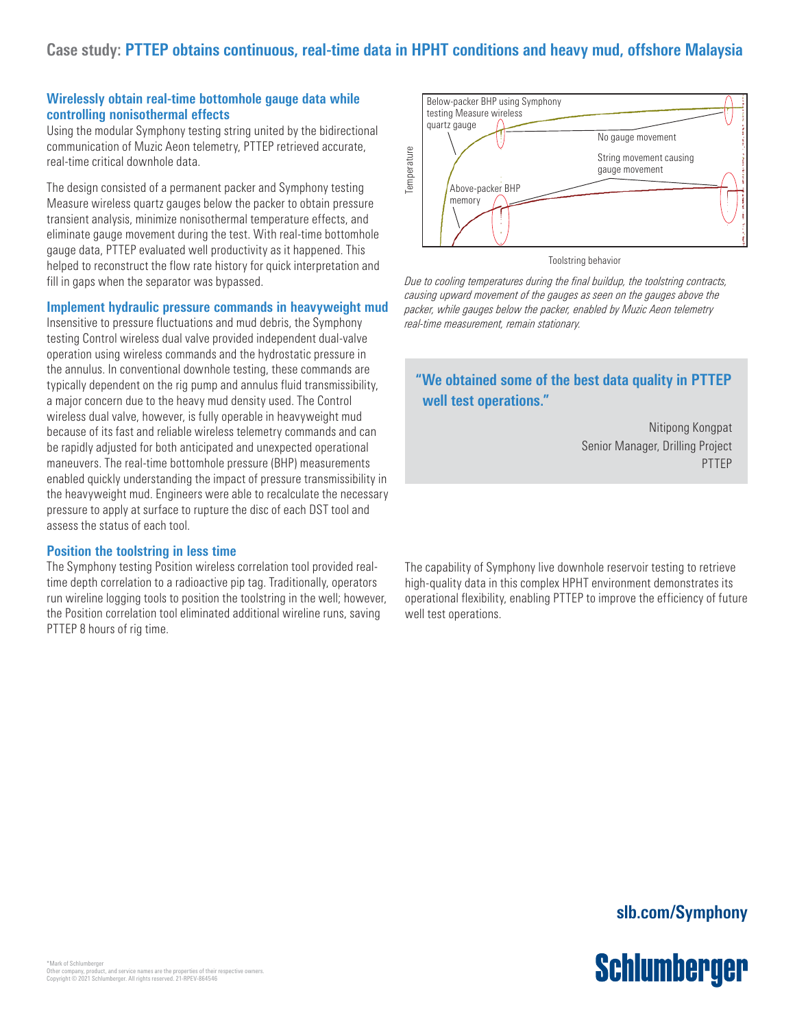## Case study: PTTEP obtains continuous, real-time data in HPHT conditions and heavy mud, offshore Malaysia

### Wirelessly obtain real-time bottomhole gauge data while controlling nonisothermal effects

Using the modular Symphony testing string united by the bidirectional communication of Muzic Aeon telemetry, PTTEP retrieved accurate, real-time critical downhole data.

The design consisted of a permanent packer and Symphony testing Measure wireless quartz gauges below the packer to obtain pressure transient analysis, minimize nonisothermal temperature effects, and eliminate gauge movement during the test. With real-time bottomhole gauge data, PTTEP evaluated well productivity as it happened. This helped to reconstruct the flow rate history for quick interpretation and fill in gaps when the separator was bypassed.

### Implement hydraulic pressure commands in heavyweight mud

Insensitive to pressure fluctuations and mud debris, the Symphony testing Control wireless dual valve provided independent dual-valve operation using wireless commands and the hydrostatic pressure in the annulus. In conventional downhole testing, these commands are typically dependent on the rig pump and annulus fluid transmissibility, a major concern due to the heavy mud density used. The Control wireless dual valve, however, is fully operable in heavyweight mud because of its fast and reliable wireless telemetry commands and can be rapidly adjusted for both anticipated and unexpected operational maneuvers. The real-time bottomhole pressure (BHP) measurements enabled quickly understanding the impact of pressure transmissibility in the heavyweight mud. Engineers were able to recalculate the necessary pressure to apply at surface to rupture the disc of each DST tool and assess the status of each tool.

### Position the toolstring in less time

The Symphony testing Position wireless correlation tool provided real-time depth correlation to a radioactive pip tag. Traditionally, operators run wireline logging tools to position the toolstring in the well; however, the Position correlation tool eliminated additional wireline runs, saving PTTEP 8 hours of rig time.

Below-packer BHP using Symphony testing Measure wireless quartz gauge

No gauge movement

String movement causing gauge movement

Above-packer BHP memory

Temperature

Toolstring behavior

*Due to cooling temperatures during the final buildup, the toolstring contracts, causing upward movement of the gauges as seen on the gauges above the packer, while gauges below the packer, enabled by Muzic Aeon telemetry real-time measurement, remain stationary.*

> **"We obtained some of the best data quality in PTTEP well test operations."**
>
> Nitipong Kongpat
> Senior Manager, Drilling Project
> PTTEP

The capability of Symphony live downhole reservoir testing to retrieve high-quality data in this complex HPHT environment demonstrates its operational flexibility, enabling PTTEP to improve the efficiency of future well test operations.

**slb.com/Symphony**

Schlumberger

*Mark of Schlumberger
Other company, product, and service names are the properties of their respective owners.
Copyright © 2021 Schlumberger. All rights reserved. 21-RPEV-864546